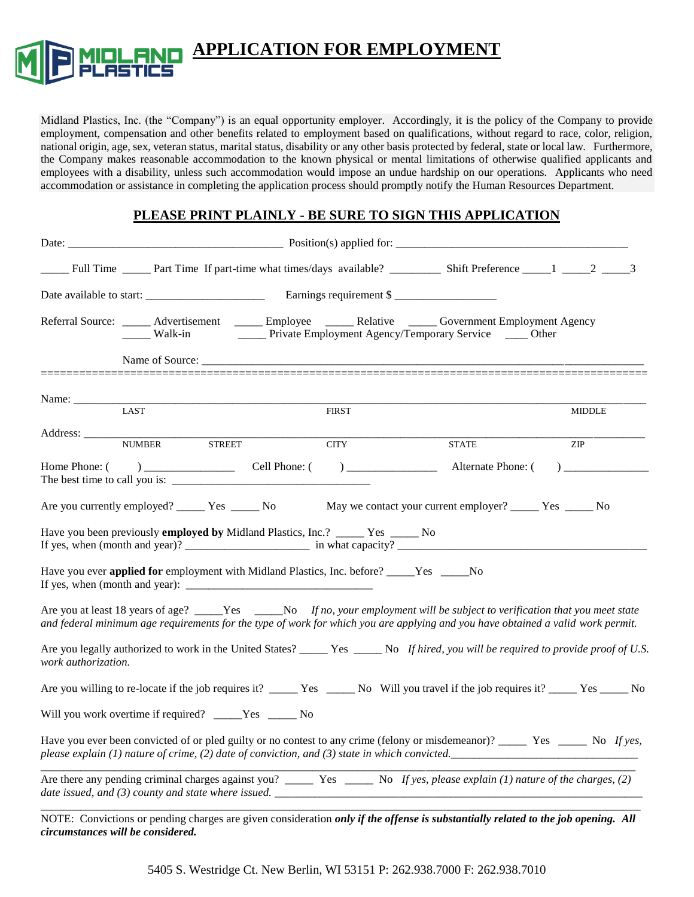MIDLAND PLASTICS

# APPLICATION FOR EMPLOYMENT

Midland Plastics, Inc. (the "Company") is an equal opportunity employer. Accordingly, it is the policy of the Company to provide employment, compensation and other benefits related to employment based on qualifications, without regard to race, color, religion, national origin, age, sex, veteran status, marital status, disability or any other basis protected by federal, state or local law. Furthermore, the Company makes reasonable accommodation to the known physical or mental limitations of otherwise qualified applicants and employees with a disability, unless such accommodation would impose an undue hardship on our operations. Applicants who need accommodation or assistance in completing the application process should promptly notify the Human Resources Department.

## PLEASE PRINT PLAINLY - BE SURE TO SIGN THIS APPLICATION

Date: ______________________________________ Position(s) applied for: ________________________________________

_____ Full Time _____ Part Time If part-time what times/days available? _________ Shift Preference _____1 _____2 _____3

Date available to start: _____________________ Earnings requirement $ _________________

Referral Source: _____ Advertisement _____ Employee _____ Relative _____ Government Employment Agency
_____ Walk-in _____ Private Employment Agency/Temporary Service ____ Other

Name of Source: ________________________________________________________________________

==========================================================================================

Name: ___________________________________________________________________________
LAST FIRST MIDDLE

Address: _________________________________________________________________________
NUMBER STREET CITY STATE ZIP

Home Phone: ( ) _______________ Cell Phone: ( ) _______________ Alternate Phone: ( ) ______________
The best time to call you is: __________________________________

Are you currently employed? _____ Yes _____ No May we contact your current employer? _____ Yes _____ No

Have you been previously **employed by** Midland Plastics, Inc.? _____ Yes _____ No
If yes, when (month and year)? _____________________ in what capacity? ____________________________________________

Have you ever **applied for** employment with Midland Plastics, Inc. before? _____Yes _____No
If yes, when (month and year): _________________________________

Are you at least 18 years of age? _____Yes _____No *If no, your employment will be subject to verification that you meet state and federal minimum age requirements for the type of work for which you are applying and you have obtained a valid work permit.*

Are you legally authorized to work in the United States? _____ Yes _____ No *If hired, you will be required to provide proof of U.S. work authorization.*

Are you willing to re-locate if the job requires it? _____ Yes _____ No Will you travel if the job requires it? _____ Yes _____ No

Will you work overtime if required? _____Yes _____ No

Have you ever been convicted of or pled guilty or no contest to any crime (felony or misdemeanor)? _____ Yes _____ No *If yes, please explain (1) nature of crime, (2) date of conviction, and (3) state in which convicted.*________________________________
____________________________________________________________________________________________

Are there any pending criminal charges against you? _____ Yes _____ No *If yes, please explain (1) nature of the charges, (2) date issued, and (3) county and state where issued.* ___________________________________________________________________
____________________________________________________________________________________________

NOTE: Convictions or pending charges are given consideration ***only if the offense is substantially related to the job opening. All circumstances will be considered.***

5405 S. Westridge Ct. New Berlin, WI 53151 P: 262.938.7000 F: 262.938.7010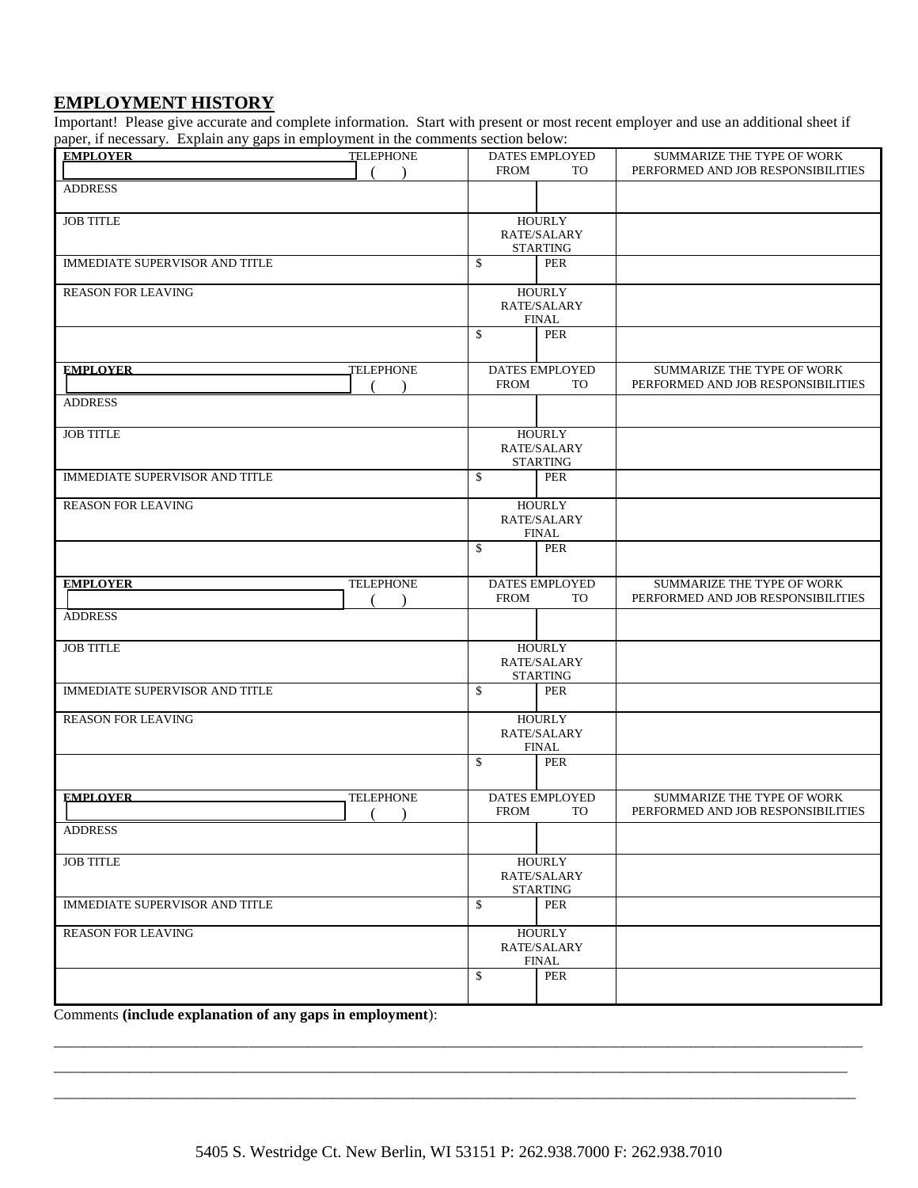## EMPLOYMENT HISTORY

Important! Please give accurate and complete information. Start with present or most recent employer and use an additional sheet if paper, if necessary. Explain any gaps in employment in the comments section below:

| **EMPLOYER** | TELEPHONE ( ) | DATES EMPLOYED FROM | TO | SUMMARIZE THE TYPE OF WORK PERFORMED AND JOB RESPONSIBILITIES |
|---|---|---|---|---|
| ADDRESS | | | | |
| JOB TITLE | | HOURLY RATE/SALARY STARTING | | |
| IMMEDIATE SUPERVISOR AND TITLE | | $ | PER | |
| REASON FOR LEAVING | | HOURLY RATE/SALARY FINAL | | |
| | | $ | PER | |
| **EMPLOYER** | TELEPHONE ( ) | DATES EMPLOYED FROM | TO | SUMMARIZE THE TYPE OF WORK PERFORMED AND JOB RESPONSIBILITIES |
| ADDRESS | | | | |
| JOB TITLE | | HOURLY RATE/SALARY STARTING | | |
| IMMEDIATE SUPERVISOR AND TITLE | | $ | PER | |
| REASON FOR LEAVING | | HOURLY RATE/SALARY FINAL | | |
| | | $ | PER | |
| **EMPLOYER** | TELEPHONE ( ) | DATES EMPLOYED FROM | TO | SUMMARIZE THE TYPE OF WORK PERFORMED AND JOB RESPONSIBILITIES |
| ADDRESS | | | | |
| JOB TITLE | | HOURLY RATE/SALARY STARTING | | |
| IMMEDIATE SUPERVISOR AND TITLE | | $ | PER | |
| REASON FOR LEAVING | | HOURLY RATE/SALARY FINAL | | |
| | | $ | PER | |
| **EMPLOYER** | TELEPHONE ( ) | DATES EMPLOYED FROM | TO | SUMMARIZE THE TYPE OF WORK PERFORMED AND JOB RESPONSIBILITIES |
| ADDRESS | | | | |
| JOB TITLE | | HOURLY RATE/SALARY STARTING | | |
| IMMEDIATE SUPERVISOR AND TITLE | | $ | PER | |
| REASON FOR LEAVING | | HOURLY RATE/SALARY FINAL | | |
| | | $ | PER | |

Comments **(include explanation of any gaps in employment)**:

___________________________________________________________________________________________________

___________________________________________________________________________________________________

___________________________________________________________________________________________________

5405 S. Westridge Ct. New Berlin, WI 53151 P: 262.938.7000 F: 262.938.7010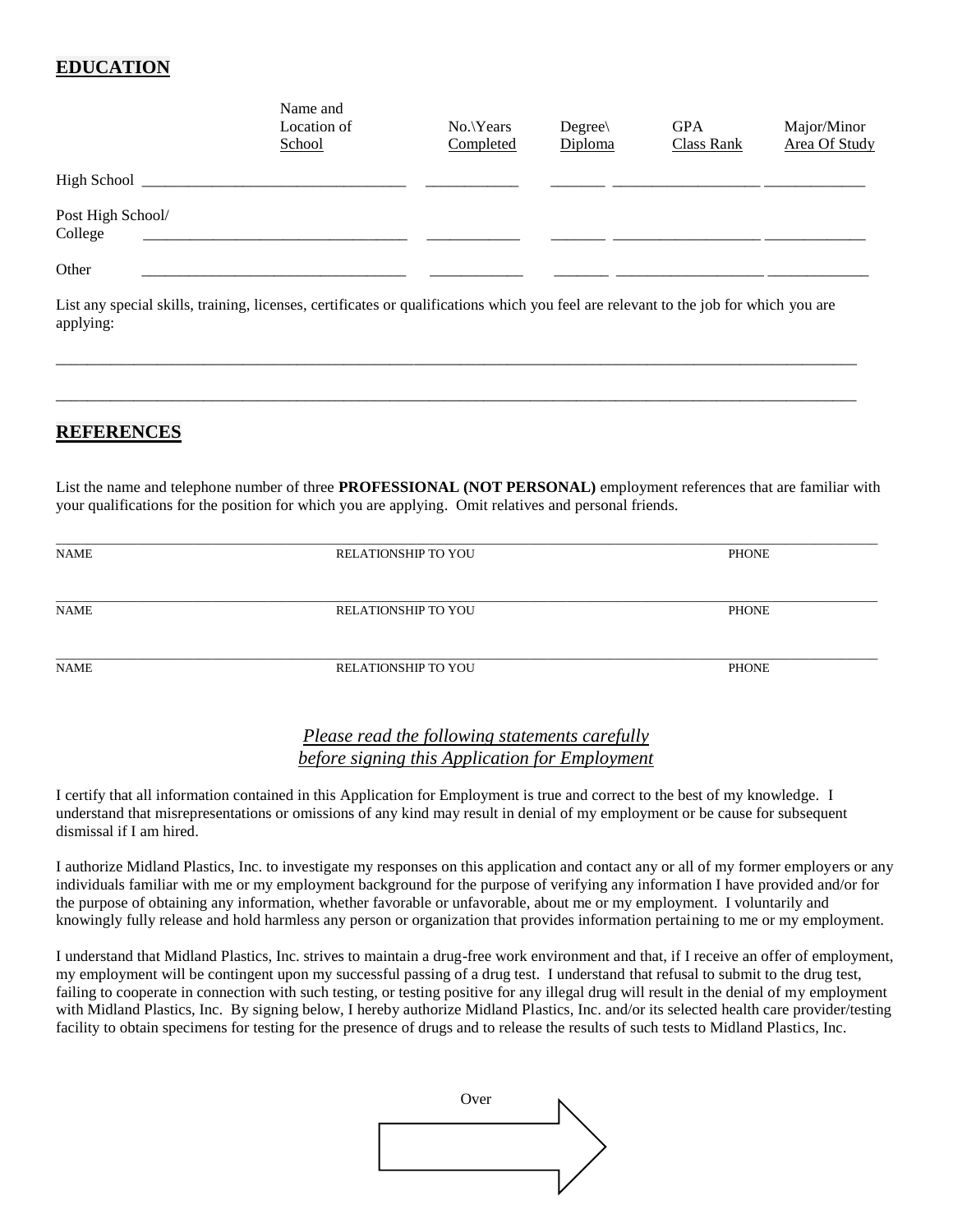## EDUCATION

| | Name and Location of School | No.\Years Completed | Degree\ Diploma | GPA Class Rank | Major/Minor Area Of Study |
|---|---|---|---|---|---|
| High School | | | | | |
| Post High School/ College | | | | | |
| Other | | | | | |

List any special skills, training, licenses, certificates or qualifications which you feel are relevant to the job for which you are applying:

_____________________________________________________________________________________________

_____________________________________________________________________________________________

## REFERENCES

List the name and telephone number of three **PROFESSIONAL (NOT PERSONAL)** employment references that are familiar with your qualifications for the position for which you are applying. Omit relatives and personal friends.

| NAME | RELATIONSHIP TO YOU | PHONE |
|---|---|---|
| | | |
| | | |
| | | |

*Please read the following statements carefully before signing this Application for Employment*

I certify that all information contained in this Application for Employment is true and correct to the best of my knowledge. I understand that misrepresentations or omissions of any kind may result in denial of my employment or be cause for subsequent dismissal if I am hired.

I authorize Midland Plastics, Inc. to investigate my responses on this application and contact any or all of my former employers or any individuals familiar with me or my employment background for the purpose of verifying any information I have provided and/or for the purpose of obtaining any information, whether favorable or unfavorable, about me or my employment. I voluntarily and knowingly fully release and hold harmless any person or organization that provides information pertaining to me or my employment.

I understand that Midland Plastics, Inc. strives to maintain a drug-free work environment and that, if I receive an offer of employment, my employment will be contingent upon my successful passing of a drug test. I understand that refusal to submit to the drug test, failing to cooperate in connection with such testing, or testing positive for any illegal drug will result in the denial of my employment with Midland Plastics, Inc. By signing below, I hereby authorize Midland Plastics, Inc. and/or its selected health care provider/testing facility to obtain specimens for testing for the presence of drugs and to release the results of such tests to Midland Plastics, Inc.

Over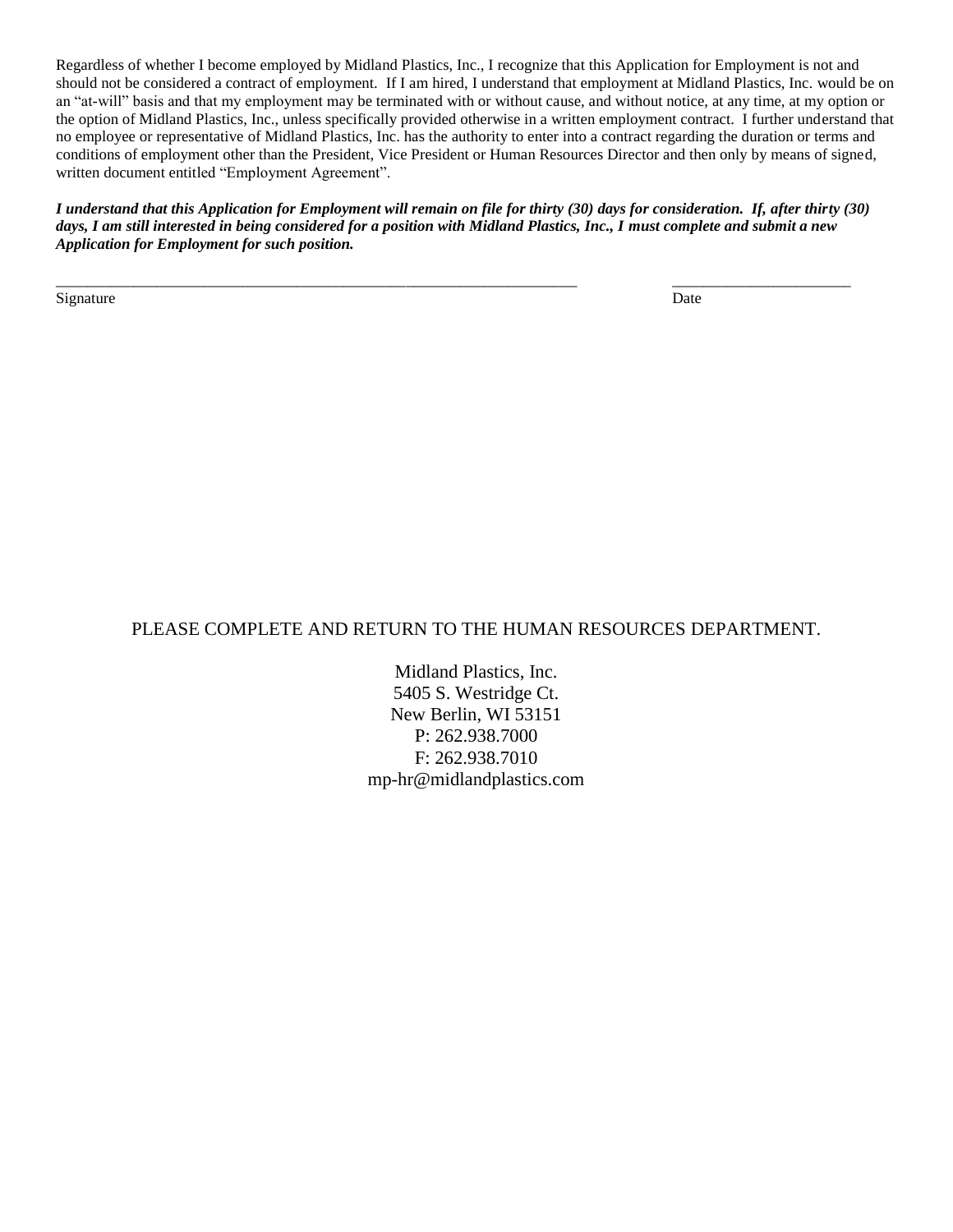Regardless of whether I become employed by Midland Plastics, Inc., I recognize that this Application for Employment is not and should not be considered a contract of employment. If I am hired, I understand that employment at Midland Plastics, Inc. would be on an "at-will" basis and that my employment may be terminated with or without cause, and without notice, at any time, at my option or the option of Midland Plastics, Inc., unless specifically provided otherwise in a written employment contract. I further understand that no employee or representative of Midland Plastics, Inc. has the authority to enter into a contract regarding the duration or terms and conditions of employment other than the President, Vice President or Human Resources Director and then only by means of signed, written document entitled "Employment Agreement".

***I understand that this Application for Employment will remain on file for thirty (30) days for consideration. If, after thirty (30) days, I am still interested in being considered for a position with Midland Plastics, Inc., I must complete and submit a new Application for Employment for such position.***

\_\_\_\_\_\_\_\_\_\_\_\_\_\_\_\_\_\_\_\_\_\_\_\_\_\_\_\_\_\_\_\_\_\_\_\_\_\_\_\_\_\_\_\_\_\_\_\_\_\_\_\_\_\_\_\_\_\_\_\_\_\_\_\_\_\_\_\_ \_\_\_\_\_\_\_\_\_\_\_\_\_\_\_\_\_\_\_\_\_\_\_\_

Signature Date

PLEASE COMPLETE AND RETURN TO THE HUMAN RESOURCES DEPARTMENT.

Midland Plastics, Inc.
5405 S. Westridge Ct.
New Berlin, WI 53151
P: 262.938.7000
F: 262.938.7010
mp-hr@midlandplastics.com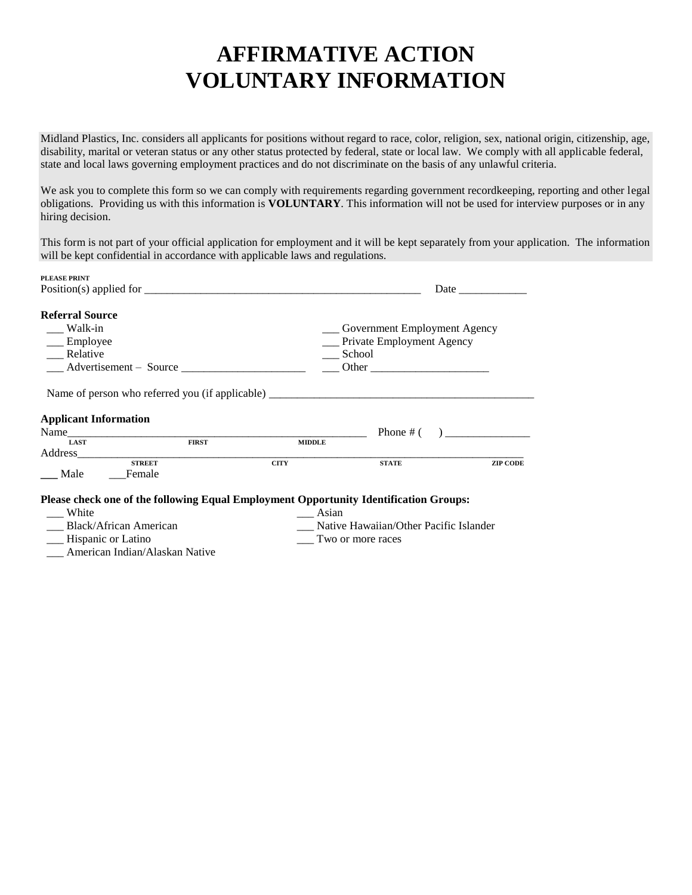# AFFIRMATIVE ACTION VOLUNTARY INFORMATION

Midland Plastics, Inc. considers all applicants for positions without regard to race, color, religion, sex, national origin, citizenship, age, disability, marital or veteran status or any other status protected by federal, state or local law. We comply with all applicable federal, state and local laws governing employment practices and do not discriminate on the basis of any unlawful criteria.

We ask you to complete this form so we can comply with requirements regarding government recordkeeping, reporting and other legal obligations. Providing us with this information is **VOLUNTARY**. This information will not be used for interview purposes or in any hiring decision.

This form is not part of your official application for employment and it will be kept separately from your application. The information will be kept confidential in accordance with applicable laws and regulations.

PLEASE PRINT

Position(s) applied for ___________________________________________________ Date ____________

**Referral Source**

___ Walk-in
___ Employee
___ Relative
___ Advertisement – Source ______________________
___ Government Employment Agency
___ Private Employment Agency
___ School
___ Other _____________________

Name of person who referred you (if applicable) ________________________________________________

**Applicant Information**

Name_____________________________________________________ Phone # (     ) _______________
LAST FIRST MIDDLE

Address_____________________________________________________________________________________
STREET CITY STATE ZIP CODE

___ Male ___Female

**Please check one of the following Equal Employment Opportunity Identification Groups:**

___ White
___ Black/African American
___ Hispanic or Latino
___ American Indian/Alaskan Native
___ Asian
___ Native Hawaiian/Other Pacific Islander
___ Two or more races